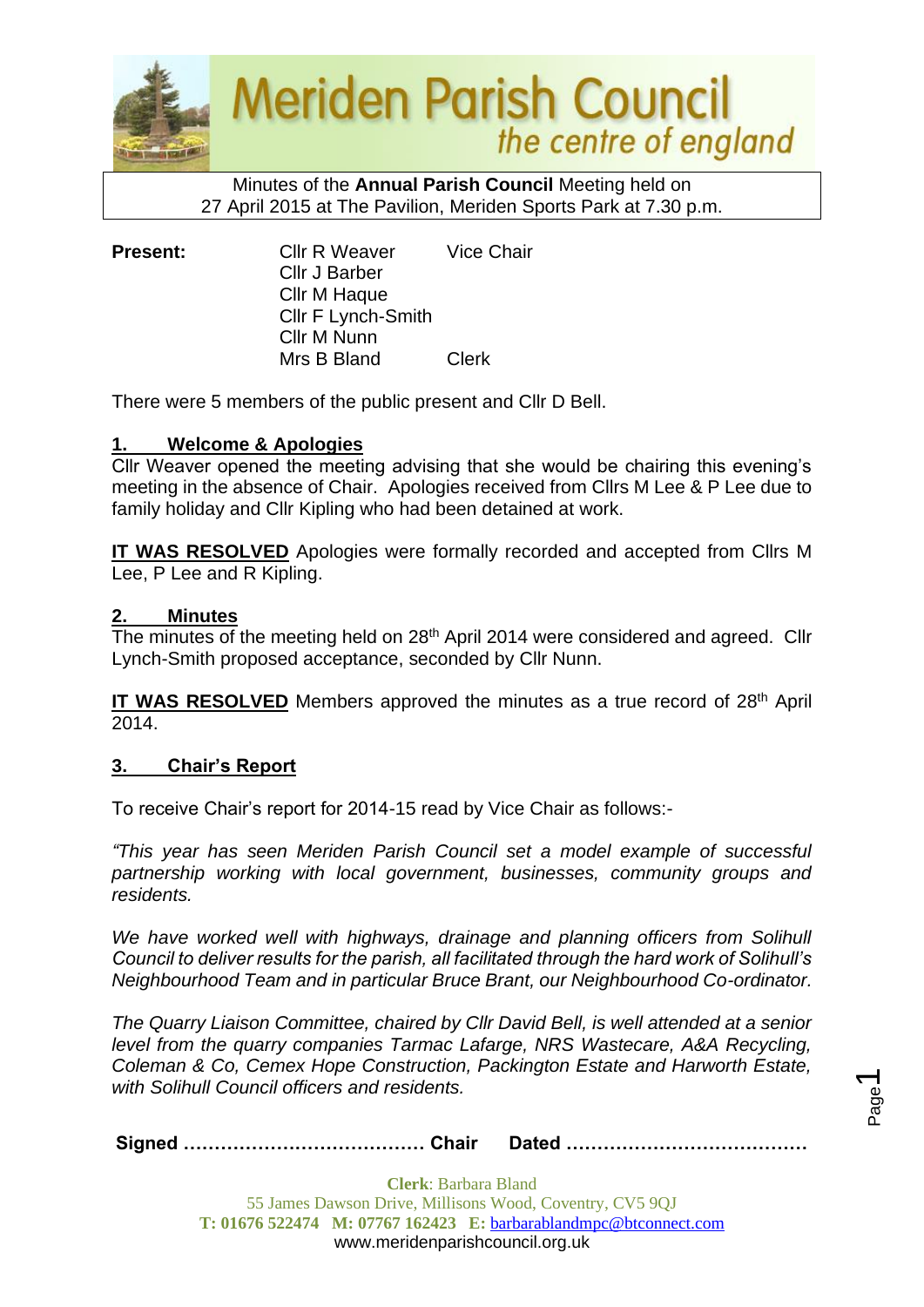# Meriden Parish Council
*the centre of england*

Minutes of the **Annual Parish Council** Meeting held on
27 April 2015 at The Pavilion, Meriden Sports Park at 7.30 p.m.

| **Present:** | | |
|---|---|---|
| | Cllr R Weaver | Vice Chair |
| | Cllr J Barber | |
| | Cllr M Haque | |
| | Cllr F Lynch-Smith | |
| | Cllr M Nunn | |
| | Mrs B Bland | Clerk |

There were 5 members of the public present and Cllr D Bell.

## 1. Welcome & Apologies

Cllr Weaver opened the meeting advising that she would be chairing this evening's meeting in the absence of Chair. Apologies received from Cllrs M Lee & P Lee due to family holiday and Cllr Kipling who had been detained at work.

**IT WAS RESOLVED** Apologies were formally recorded and accepted from Cllrs M Lee, P Lee and R Kipling.

## 2. Minutes

The minutes of the meeting held on 28th April 2014 were considered and agreed. Cllr Lynch-Smith proposed acceptance, seconded by Cllr Nunn.

**IT WAS RESOLVED** Members approved the minutes as a true record of 28th April 2014.

## 3. Chair's Report

To receive Chair's report for 2014-15 read by Vice Chair as follows:-

*"This year has seen Meriden Parish Council set a model example of successful partnership working with local government, businesses, community groups and residents.*

*We have worked well with highways, drainage and planning officers from Solihull Council to deliver results for the parish, all facilitated through the hard work of Solihull's Neighbourhood Team and in particular Bruce Brant, our Neighbourhood Co-ordinator.*

*The Quarry Liaison Committee, chaired by Cllr David Bell, is well attended at a senior level from the quarry companies Tarmac Lafarge, NRS Wastecare, A&A Recycling, Coleman & Co, Cemex Hope Construction, Packington Estate and Harworth Estate, with Solihull Council officers and residents.*

**Signed ………………………………… Chair  Dated …………………………………**

**Clerk**: Barbara Bland
55 James Dawson Drive, Millisons Wood, Coventry, CV5 9QJ
**T: 01676 522474  M: 07767 162423  E:** barbarablandmpc@btconnect.com
www.meridenparishcouncil.org.uk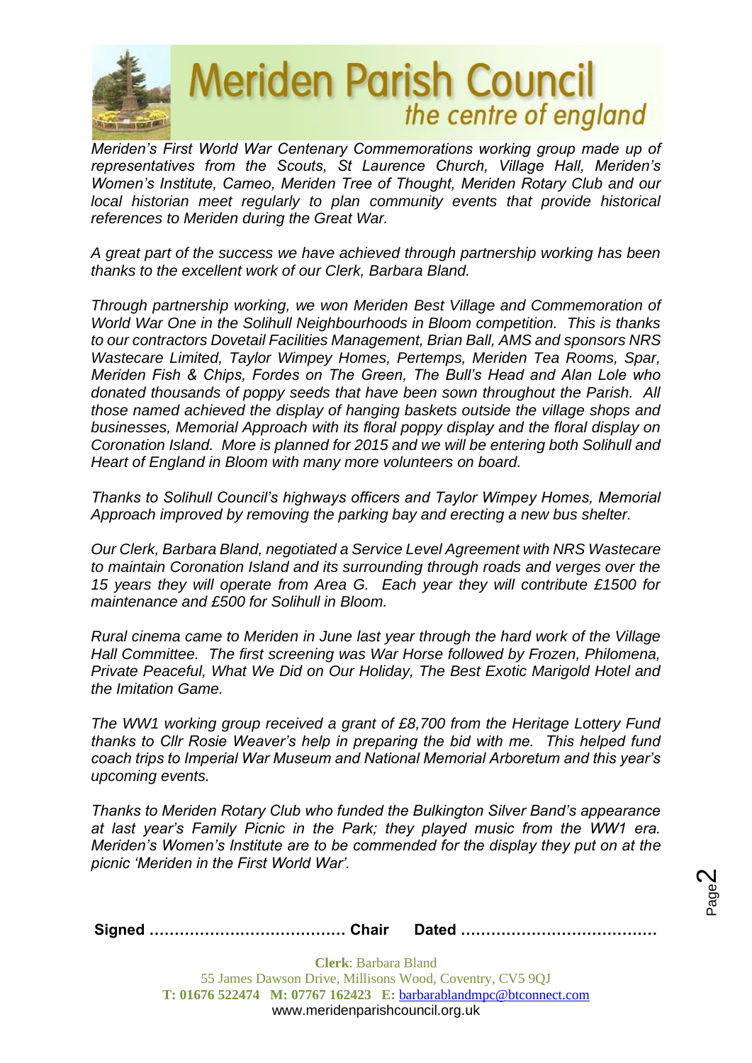*Meriden's First World War Centenary Commemorations working group made up of representatives from the Scouts, St Laurence Church, Village Hall, Meriden's Women's Institute, Cameo, Meriden Tree of Thought, Meriden Rotary Club and our local historian meet regularly to plan community events that provide historical references to Meriden during the Great War.*

*A great part of the success we have achieved through partnership working has been thanks to the excellent work of our Clerk, Barbara Bland.*

*Through partnership working, we won Meriden Best Village and Commemoration of World War One in the Solihull Neighbourhoods in Bloom competition. This is thanks to our contractors Dovetail Facilities Management, Brian Ball, AMS and sponsors NRS Wastecare Limited, Taylor Wimpey Homes, Pertemps, Meriden Tea Rooms, Spar, Meriden Fish & Chips, Fordes on The Green, The Bull's Head and Alan Lole who donated thousands of poppy seeds that have been sown throughout the Parish. All those named achieved the display of hanging baskets outside the village shops and businesses, Memorial Approach with its floral poppy display and the floral display on Coronation Island. More is planned for 2015 and we will be entering both Solihull and Heart of England in Bloom with many more volunteers on board.*

*Thanks to Solihull Council's highways officers and Taylor Wimpey Homes, Memorial Approach improved by removing the parking bay and erecting a new bus shelter.*

*Our Clerk, Barbara Bland, negotiated a Service Level Agreement with NRS Wastecare to maintain Coronation Island and its surrounding through roads and verges over the 15 years they will operate from Area G. Each year they will contribute £1500 for maintenance and £500 for Solihull in Bloom.*

*Rural cinema came to Meriden in June last year through the hard work of the Village Hall Committee. The first screening was War Horse followed by Frozen, Philomena, Private Peaceful, What We Did on Our Holiday, The Best Exotic Marigold Hotel and the Imitation Game.*

*The WW1 working group received a grant of £8,700 from the Heritage Lottery Fund thanks to Cllr Rosie Weaver's help in preparing the bid with me. This helped fund coach trips to Imperial War Museum and National Memorial Arboretum and this year's upcoming events.*

*Thanks to Meriden Rotary Club who funded the Bulkington Silver Band's appearance at last year's Family Picnic in the Park; they played music from the WW1 era. Meriden's Women's Institute are to be commended for the display they put on at the picnic 'Meriden in the First World War'.*

**Signed ………………………………… Chair Dated …………………………………**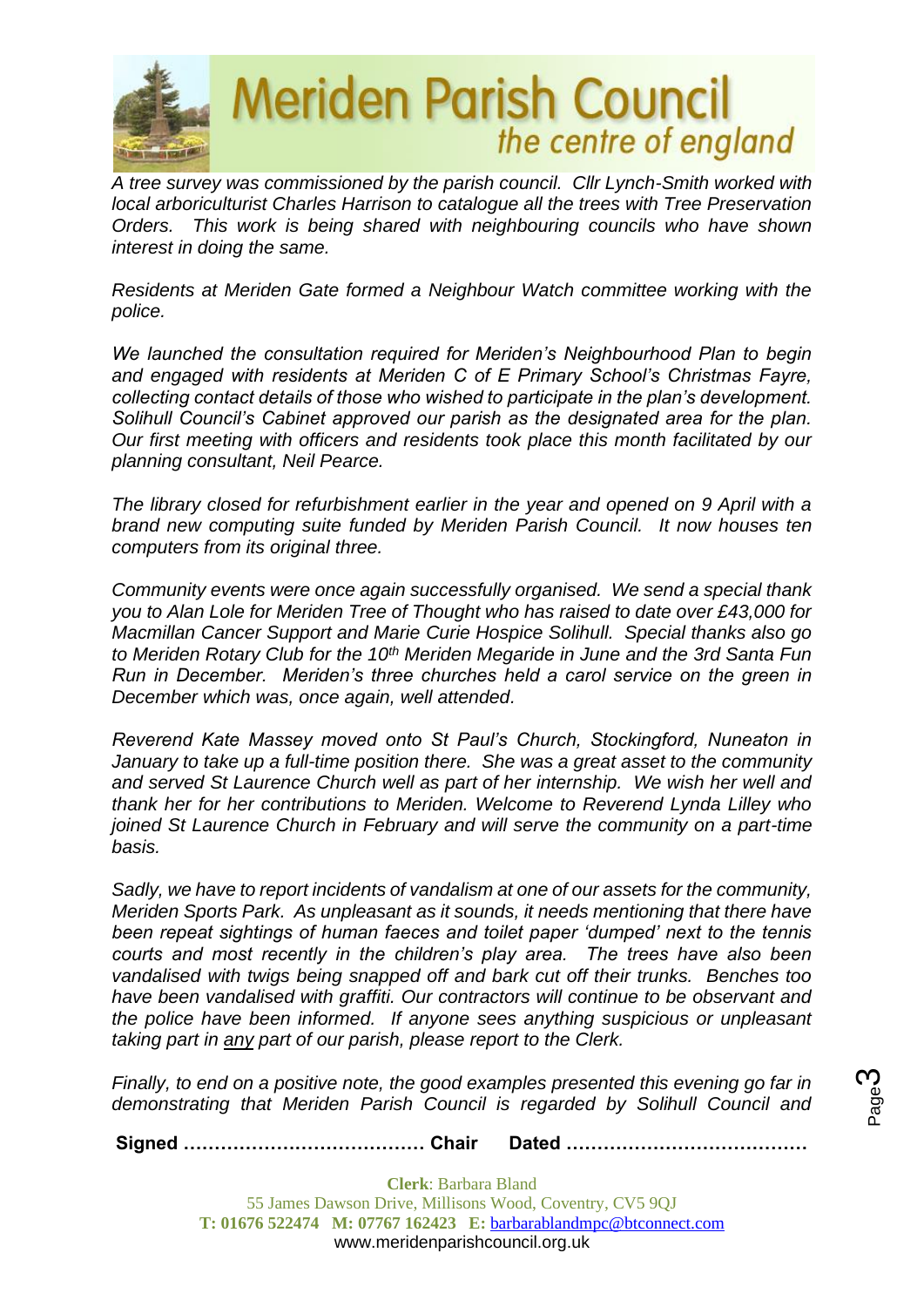*A tree survey was commissioned by the parish council. Cllr Lynch-Smith worked with local arboriculturist Charles Harrison to catalogue all the trees with Tree Preservation Orders. This work is being shared with neighbouring councils who have shown interest in doing the same.*

*Residents at Meriden Gate formed a Neighbour Watch committee working with the police.*

*We launched the consultation required for Meriden's Neighbourhood Plan to begin and engaged with residents at Meriden C of E Primary School's Christmas Fayre, collecting contact details of those who wished to participate in the plan's development. Solihull Council's Cabinet approved our parish as the designated area for the plan. Our first meeting with officers and residents took place this month facilitated by our planning consultant, Neil Pearce.*

*The library closed for refurbishment earlier in the year and opened on 9 April with a brand new computing suite funded by Meriden Parish Council. It now houses ten computers from its original three.*

*Community events were once again successfully organised. We send a special thank you to Alan Lole for Meriden Tree of Thought who has raised to date over £43,000 for Macmillan Cancer Support and Marie Curie Hospice Solihull. Special thanks also go to Meriden Rotary Club for the 10th Meriden Megaride in June and the 3rd Santa Fun Run in December. Meriden's three churches held a carol service on the green in December which was, once again, well attended.*

*Reverend Kate Massey moved onto St Paul's Church, Stockingford, Nuneaton in January to take up a full-time position there. She was a great asset to the community and served St Laurence Church well as part of her internship. We wish her well and thank her for her contributions to Meriden. Welcome to Reverend Lynda Lilley who joined St Laurence Church in February and will serve the community on a part-time basis.*

*Sadly, we have to report incidents of vandalism at one of our assets for the community, Meriden Sports Park. As unpleasant as it sounds, it needs mentioning that there have been repeat sightings of human faeces and toilet paper 'dumped' next to the tennis courts and most recently in the children's play area. The trees have also been vandalised with twigs being snapped off and bark cut off their trunks. Benches too have been vandalised with graffiti. Our contractors will continue to be observant and the police have been informed. If anyone sees anything suspicious or unpleasant taking part in any part of our parish, please report to the Clerk.*

*Finally, to end on a positive note, the good examples presented this evening go far in demonstrating that Meriden Parish Council is regarded by Solihull Council and*

**Signed ………………………………… Chair Dated …………………………………**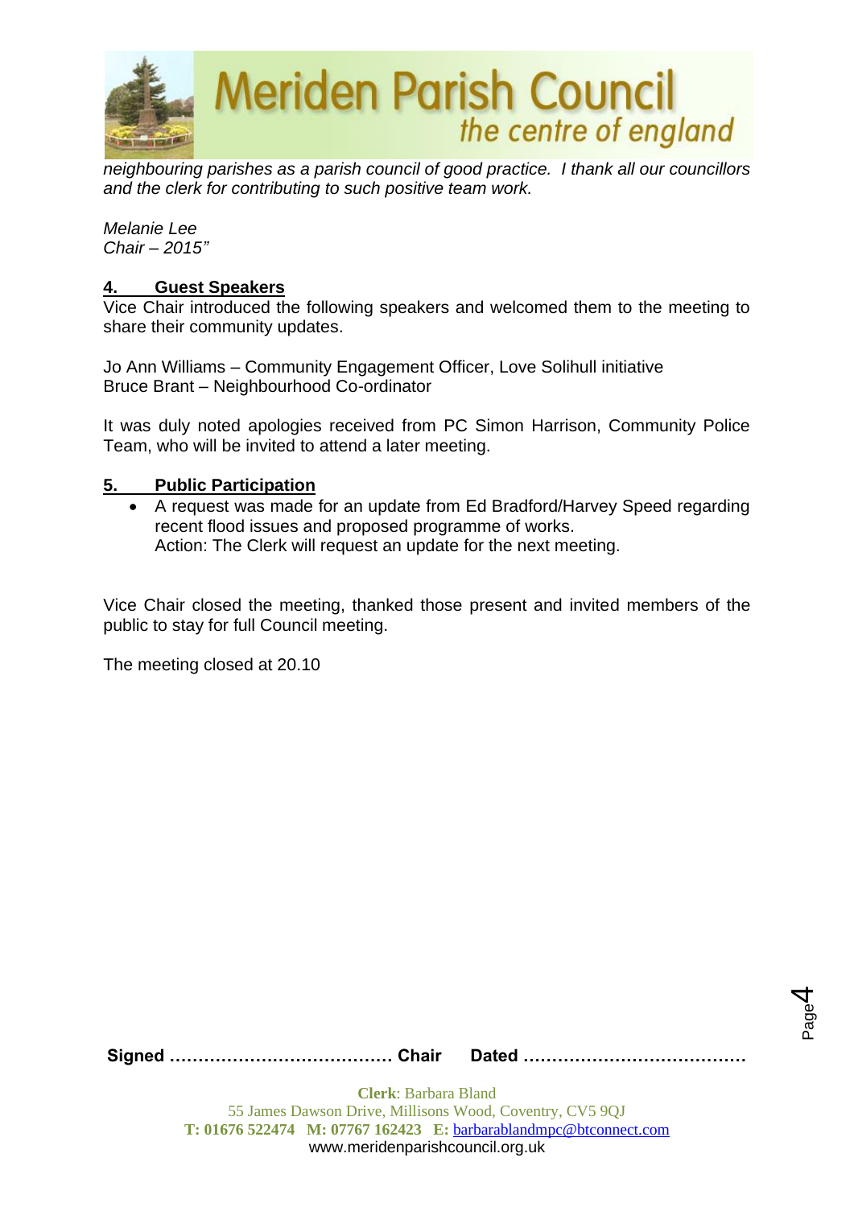*neighbouring parishes as a parish council of good practice. I thank all our councillors and the clerk for contributing to such positive team work.*

*Melanie Lee*
*Chair – 2015"*

## 4. Guest Speakers

Vice Chair introduced the following speakers and welcomed them to the meeting to share their community updates.

Jo Ann Williams – Community Engagement Officer, Love Solihull initiative
Bruce Brant – Neighbourhood Co-ordinator

It was duly noted apologies received from PC Simon Harrison, Community Police Team, who will be invited to attend a later meeting.

## 5. Public Participation

- A request was made for an update from Ed Bradford/Harvey Speed regarding recent flood issues and proposed programme of works.
  Action: The Clerk will request an update for the next meeting.

Vice Chair closed the meeting, thanked those present and invited members of the public to stay for full Council meeting.

The meeting closed at 20.10

**Signed ………………………………… Chair Dated …………………………………**

**Clerk**: Barbara Bland
55 James Dawson Drive, Millisons Wood, Coventry, CV5 9QJ
**T: 01676 522474 M: 07767 162423 E:** barbarablandmpc@btconnect.com
www.meridenparishcouncil.org.uk